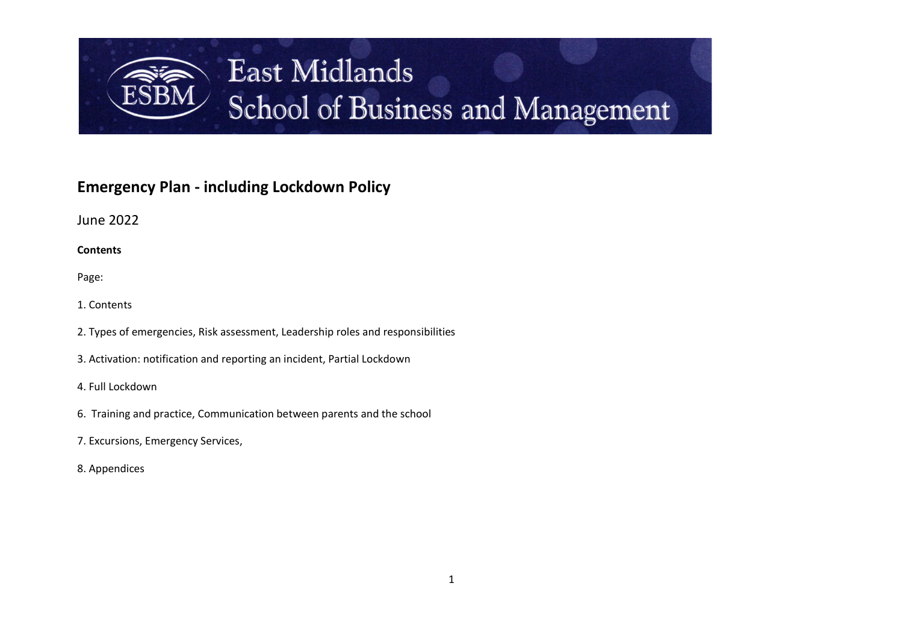# East Midlands School of Business and Management

ESBM

## Emergency Plan - including Lockdown Policy

June 2022

**Contents**

Page:

1. Contents
2. Types of emergencies, Risk assessment, Leadership roles and responsibilities
3. Activation: notification and reporting an incident, Partial Lockdown
4. Full Lockdown
6. Training and practice, Communication between parents and the school
7. Excursions, Emergency Services,
8. Appendices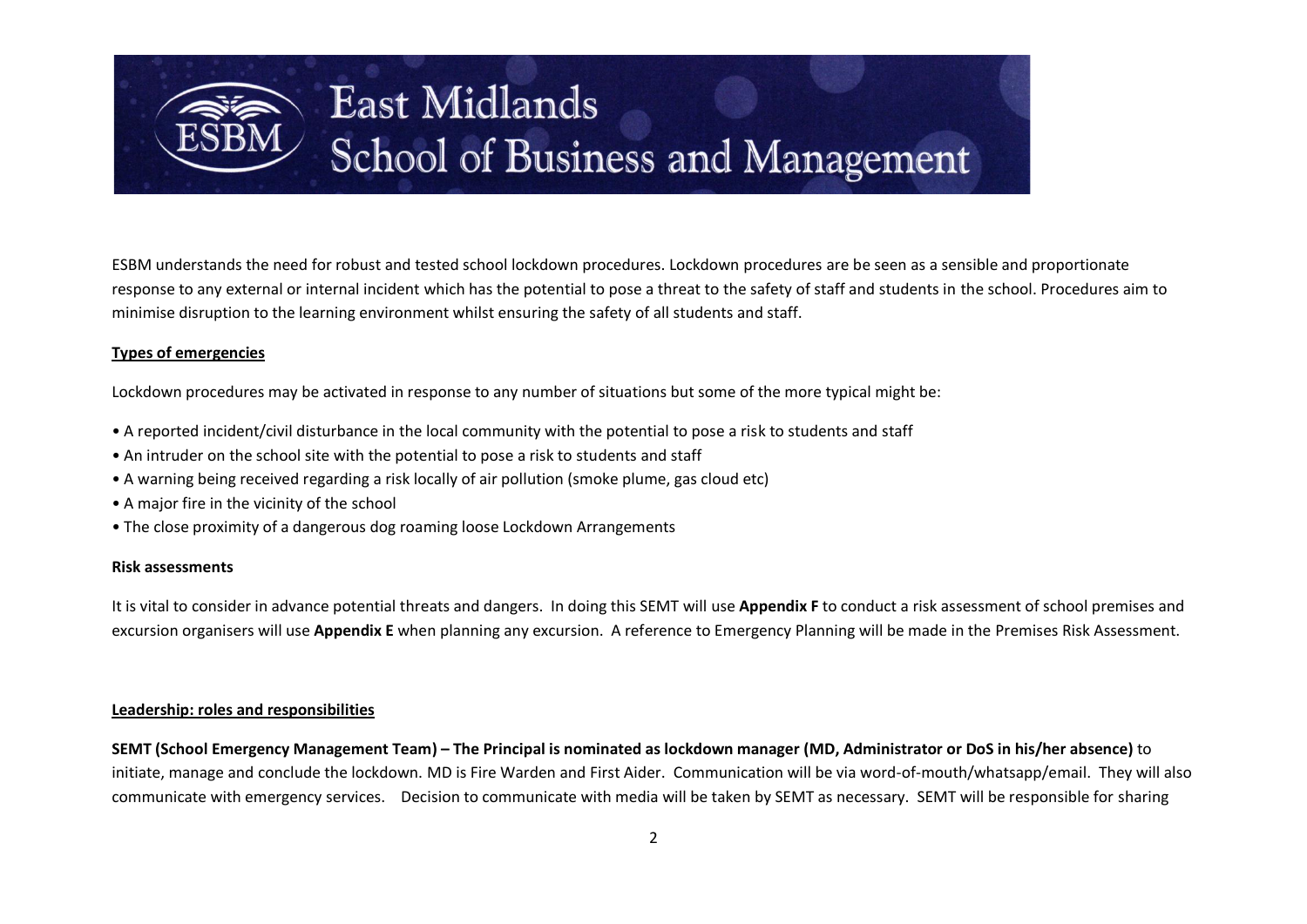# East Midlands School of Business and Management

ESBM understands the need for robust and tested school lockdown procedures. Lockdown procedures are be seen as a sensible and proportionate response to any external or internal incident which has the potential to pose a threat to the safety of staff and students in the school. Procedures aim to minimise disruption to the learning environment whilst ensuring the safety of all students and staff.

**Types of emergencies**

Lockdown procedures may be activated in response to any number of situations but some of the more typical might be:

- A reported incident/civil disturbance in the local community with the potential to pose a risk to students and staff
- An intruder on the school site with the potential to pose a risk to students and staff
- A warning being received regarding a risk locally of air pollution (smoke plume, gas cloud etc)
- A major fire in the vicinity of the school
- The close proximity of a dangerous dog roaming loose Lockdown Arrangements

**Risk assessments**

It is vital to consider in advance potential threats and dangers. In doing this SEMT will use **Appendix F** to conduct a risk assessment of school premises and excursion organisers will use **Appendix E** when planning any excursion. A reference to Emergency Planning will be made in the Premises Risk Assessment.

**Leadership: roles and responsibilities**

**SEMT (School Emergency Management Team) – The Principal is nominated as lockdown manager (MD, Administrator or DoS in his/her absence)** to initiate, manage and conclude the lockdown. MD is Fire Warden and First Aider. Communication will be via word-of-mouth/whatsapp/email. They will also communicate with emergency services. Decision to communicate with media will be taken by SEMT as necessary. SEMT will be responsible for sharing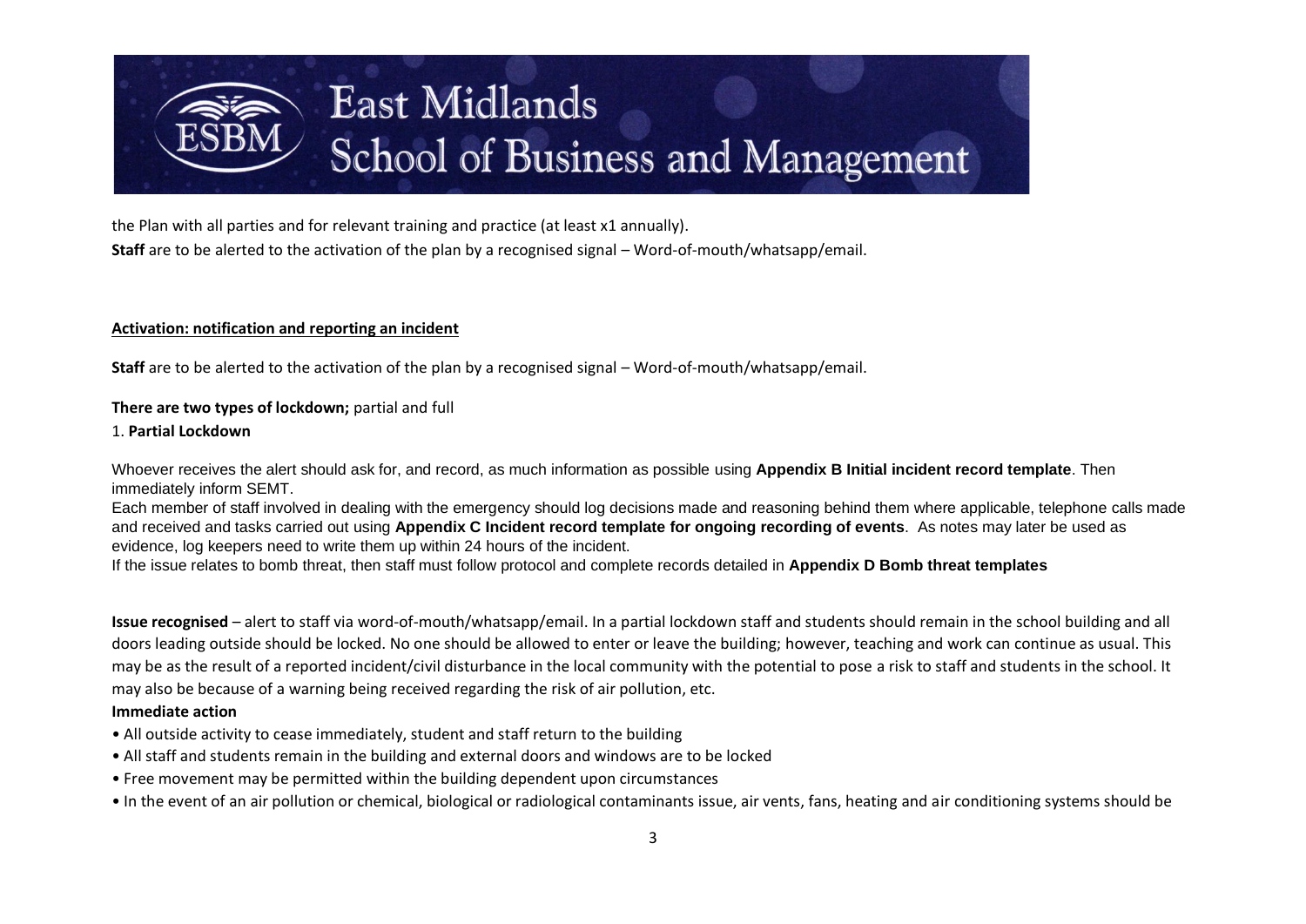the Plan with all parties and for relevant training and practice (at least x1 annually).

**Staff** are to be alerted to the activation of the plan by a recognised signal – Word-of-mouth/whatsapp/email.

**Activation: notification and reporting an incident**

**Staff** are to be alerted to the activation of the plan by a recognised signal – Word-of-mouth/whatsapp/email.

**There are two types of lockdown;** partial and full

1. **Partial Lockdown**

Whoever receives the alert should ask for, and record, as much information as possible using **Appendix B Initial incident record template**. Then immediately inform SEMT.

Each member of staff involved in dealing with the emergency should log decisions made and reasoning behind them where applicable, telephone calls made and received and tasks carried out using **Appendix C Incident record template for ongoing recording of events**. As notes may later be used as evidence, log keepers need to write them up within 24 hours of the incident.

If the issue relates to bomb threat, then staff must follow protocol and complete records detailed in **Appendix D Bomb threat templates**

**Issue recognised** – alert to staff via word-of-mouth/whatsapp/email. In a partial lockdown staff and students should remain in the school building and all doors leading outside should be locked. No one should be allowed to enter or leave the building; however, teaching and work can continue as usual. This may be as the result of a reported incident/civil disturbance in the local community with the potential to pose a risk to staff and students in the school. It may also be because of a warning being received regarding the risk of air pollution, etc.

**Immediate action**

- All outside activity to cease immediately, student and staff return to the building
- All staff and students remain in the building and external doors and windows are to be locked
- Free movement may be permitted within the building dependent upon circumstances
- In the event of an air pollution or chemical, biological or radiological contaminants issue, air vents, fans, heating and air conditioning systems should be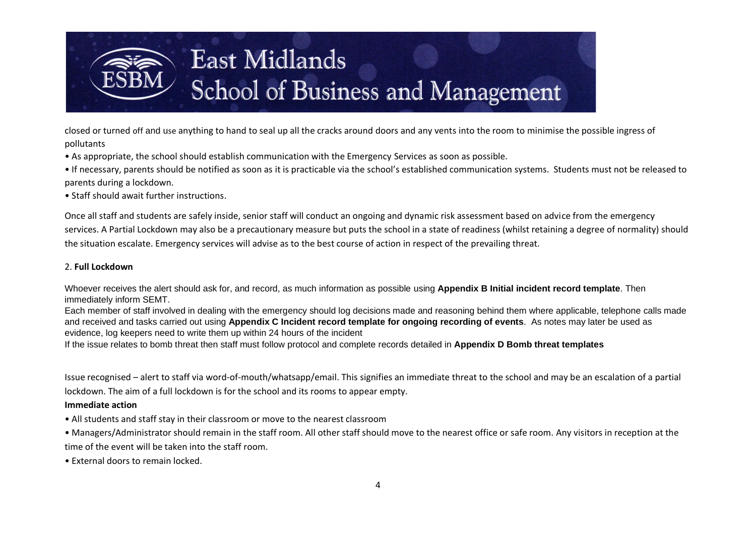closed or turned off and use anything to hand to seal up all the cracks around doors and any vents into the room to minimise the possible ingress of pollutants

- As appropriate, the school should establish communication with the Emergency Services as soon as possible.
- If necessary, parents should be notified as soon as it is practicable via the school's established communication systems. Students must not be released to parents during a lockdown.
- Staff should await further instructions.

Once all staff and students are safely inside, senior staff will conduct an ongoing and dynamic risk assessment based on advice from the emergency services. A Partial Lockdown may also be a precautionary measure but puts the school in a state of readiness (whilst retaining a degree of normality) should the situation escalate. Emergency services will advise as to the best course of action in respect of the prevailing threat.

2. **Full Lockdown**

Whoever receives the alert should ask for, and record, as much information as possible using **Appendix B Initial incident record template**. Then immediately inform SEMT.

Each member of staff involved in dealing with the emergency should log decisions made and reasoning behind them where applicable, telephone calls made and received and tasks carried out using **Appendix C Incident record template for ongoing recording of events**. As notes may later be used as evidence, log keepers need to write them up within 24 hours of the incident

If the issue relates to bomb threat then staff must follow protocol and complete records detailed in **Appendix D Bomb threat templates**

Issue recognised – alert to staff via word-of-mouth/whatsapp/email. This signifies an immediate threat to the school and may be an escalation of a partial lockdown. The aim of a full lockdown is for the school and its rooms to appear empty.

**Immediate action**

- All students and staff stay in their classroom or move to the nearest classroom
- Managers/Administrator should remain in the staff room. All other staff should move to the nearest office or safe room. Any visitors in reception at the time of the event will be taken into the staff room.
- External doors to remain locked.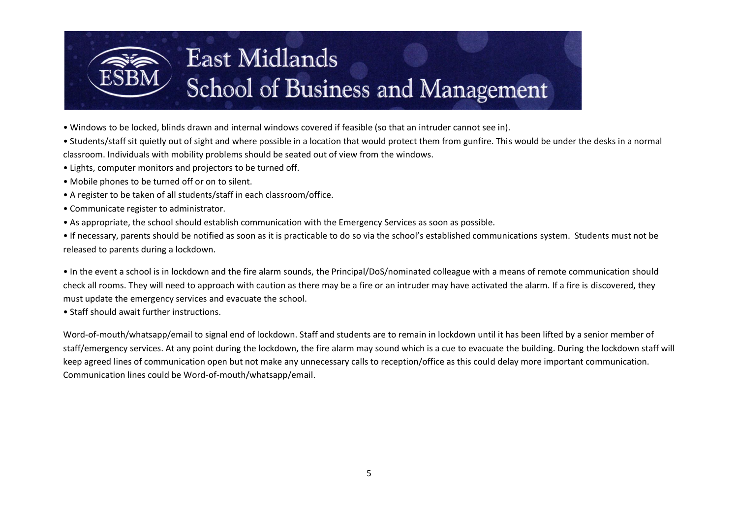- Windows to be locked, blinds drawn and internal windows covered if feasible (so that an intruder cannot see in).
- Students/staff sit quietly out of sight and where possible in a location that would protect them from gunfire. This would be under the desks in a normal classroom. Individuals with mobility problems should be seated out of view from the windows.
- Lights, computer monitors and projectors to be turned off.
- Mobile phones to be turned off or on to silent.
- A register to be taken of all students/staff in each classroom/office.
- Communicate register to administrator.
- As appropriate, the school should establish communication with the Emergency Services as soon as possible.
- If necessary, parents should be notified as soon as it is practicable to do so via the school's established communications system. Students must not be released to parents during a lockdown.

- In the event a school is in lockdown and the fire alarm sounds, the Principal/DoS/nominated colleague with a means of remote communication should check all rooms. They will need to approach with caution as there may be a fire or an intruder may have activated the alarm. If a fire is discovered, they must update the emergency services and evacuate the school.
- Staff should await further instructions.

Word-of-mouth/whatsapp/email to signal end of lockdown. Staff and students are to remain in lockdown until it has been lifted by a senior member of staff/emergency services. At any point during the lockdown, the fire alarm may sound which is a cue to evacuate the building. During the lockdown staff will keep agreed lines of communication open but not make any unnecessary calls to reception/office as this could delay more important communication. Communication lines could be Word-of-mouth/whatsapp/email.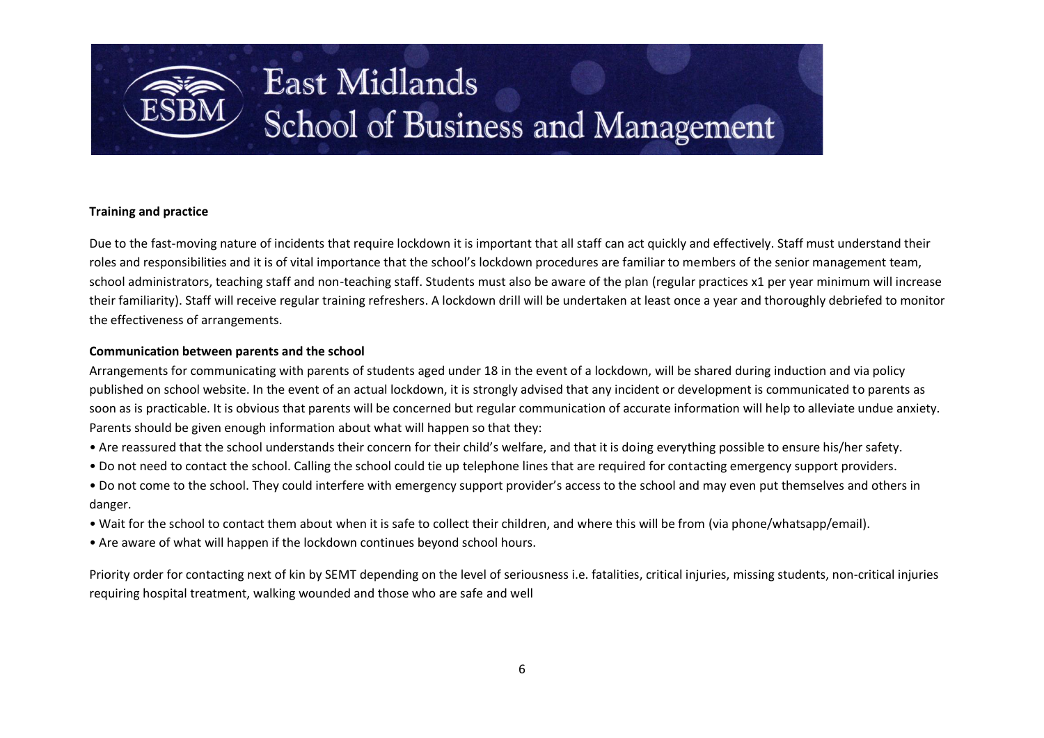**Training and practice**

Due to the fast-moving nature of incidents that require lockdown it is important that all staff can act quickly and effectively. Staff must understand their roles and responsibilities and it is of vital importance that the school's lockdown procedures are familiar to members of the senior management team, school administrators, teaching staff and non-teaching staff. Students must also be aware of the plan (regular practices x1 per year minimum will increase their familiarity). Staff will receive regular training refreshers. A lockdown drill will be undertaken at least once a year and thoroughly debriefed to monitor the effectiveness of arrangements.

**Communication between parents and the school**

Arrangements for communicating with parents of students aged under 18 in the event of a lockdown, will be shared during induction and via policy published on school website. In the event of an actual lockdown, it is strongly advised that any incident or development is communicated to parents as soon as is practicable. It is obvious that parents will be concerned but regular communication of accurate information will help to alleviate undue anxiety. Parents should be given enough information about what will happen so that they:

- Are reassured that the school understands their concern for their child's welfare, and that it is doing everything possible to ensure his/her safety.
- Do not need to contact the school. Calling the school could tie up telephone lines that are required for contacting emergency support providers.
- Do not come to the school. They could interfere with emergency support provider's access to the school and may even put themselves and others in danger.
- Wait for the school to contact them about when it is safe to collect their children, and where this will be from (via phone/whatsapp/email).
- Are aware of what will happen if the lockdown continues beyond school hours.

Priority order for contacting next of kin by SEMT depending on the level of seriousness i.e. fatalities, critical injuries, missing students, non-critical injuries requiring hospital treatment, walking wounded and those who are safe and well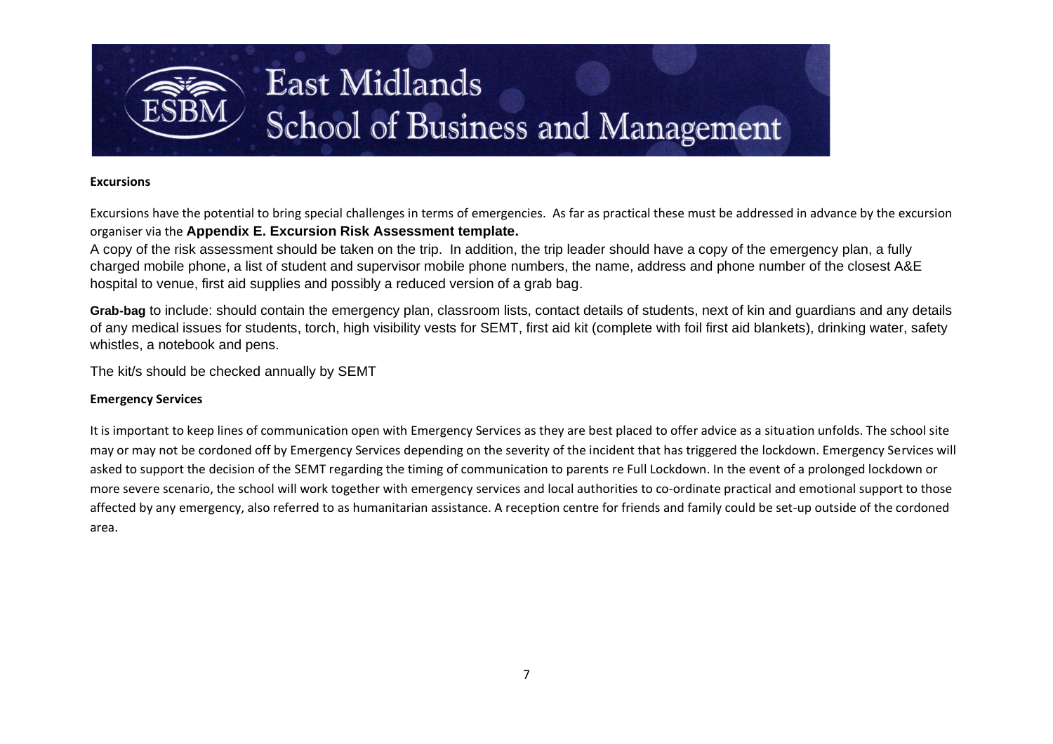**Excursions**

Excursions have the potential to bring special challenges in terms of emergencies. As far as practical these must be addressed in advance by the excursion organiser via the **Appendix E. Excursion Risk Assessment template.**

A copy of the risk assessment should be taken on the trip. In addition, the trip leader should have a copy of the emergency plan, a fully charged mobile phone, a list of student and supervisor mobile phone numbers, the name, address and phone number of the closest A&E hospital to venue, first aid supplies and possibly a reduced version of a grab bag.

**Grab-bag** to include: should contain the emergency plan, classroom lists, contact details of students, next of kin and guardians and any details of any medical issues for students, torch, high visibility vests for SEMT, first aid kit (complete with foil first aid blankets), drinking water, safety whistles, a notebook and pens.

The kit/s should be checked annually by SEMT

**Emergency Services**

It is important to keep lines of communication open with Emergency Services as they are best placed to offer advice as a situation unfolds. The school site may or may not be cordoned off by Emergency Services depending on the severity of the incident that has triggered the lockdown. Emergency Services will asked to support the decision of the SEMT regarding the timing of communication to parents re Full Lockdown. In the event of a prolonged lockdown or more severe scenario, the school will work together with emergency services and local authorities to co-ordinate practical and emotional support to those affected by any emergency, also referred to as humanitarian assistance. A reception centre for friends and family could be set-up outside of the cordoned area.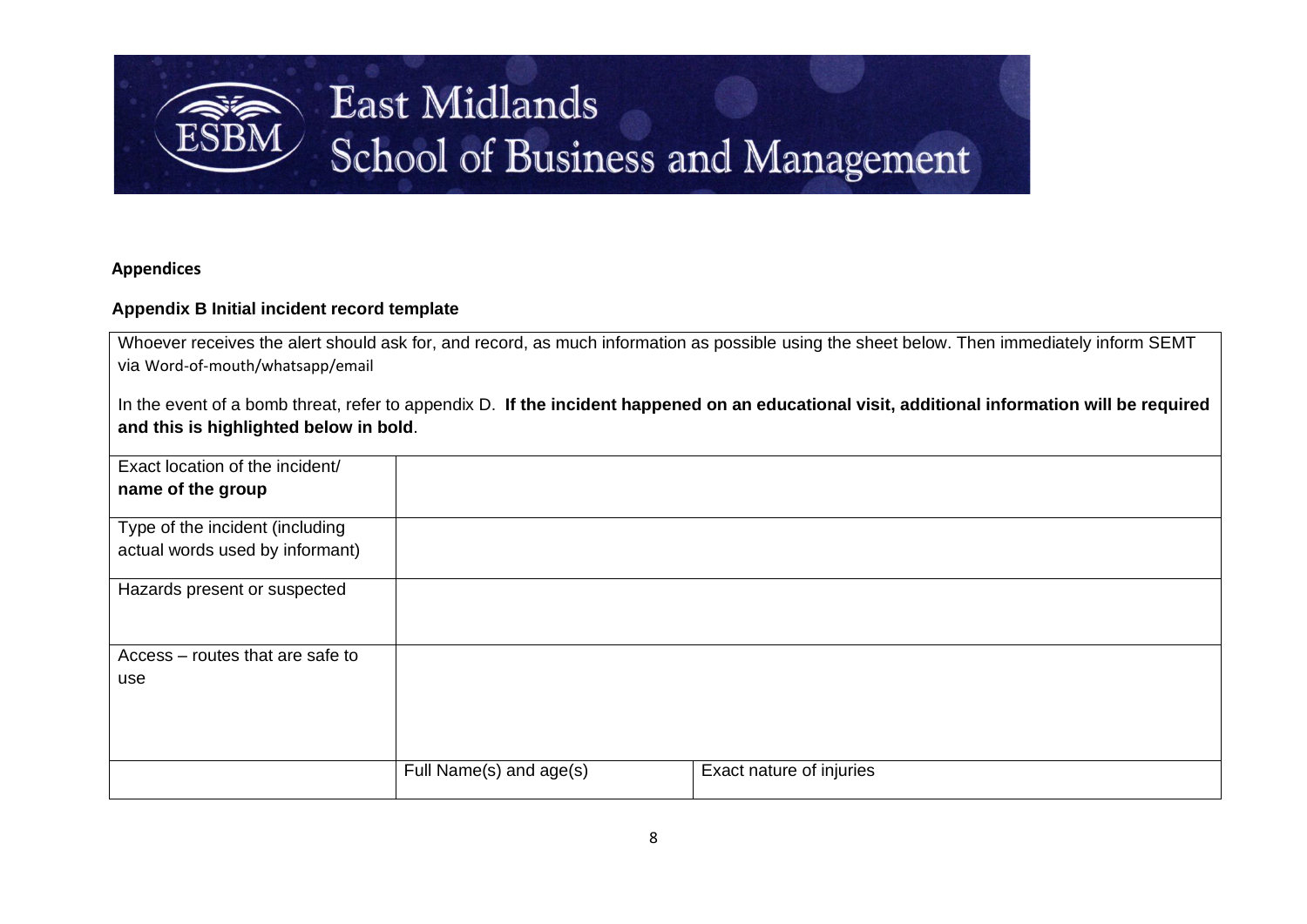**Appendices**

**Appendix B Initial incident record template**

Whoever receives the alert should ask for, and record, as much information as possible using the sheet below. Then immediately inform SEMT via Word-of-mouth/whatsapp/email

In the event of a bomb threat, refer to appendix D. **If the incident happened on an educational visit, additional information will be required and this is highlighted below in bold**.

| | | |
|---|---|---|
| Exact location of the incident/ **name of the group** | | |
| Type of the incident (including actual words used by informant) | | |
| Hazards present or suspected | | |
| Access – routes that are safe to use | | |
| | Full Name(s) and age(s) | Exact nature of injuries |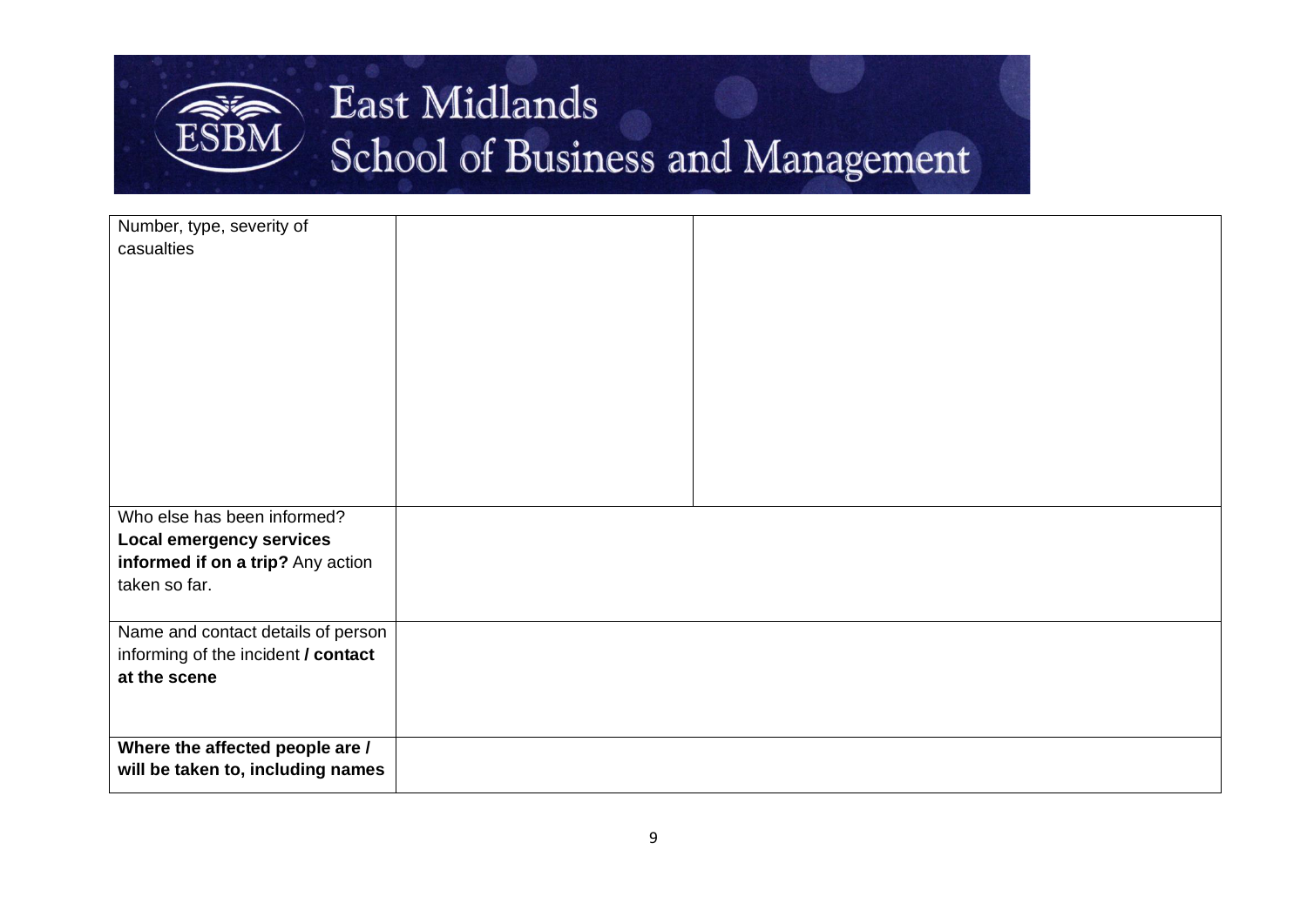East Midlands School of Business and Management

| | | |
|---|---|---|
| Number, type, severity of casualties | | |
| Who else has been informed? **Local emergency services informed if on a trip?** Any action taken so far. | | |
| Name and contact details of person informing of the incident **/ contact at the scene** | | |
| **Where the affected people are / will be taken to, including names** | | |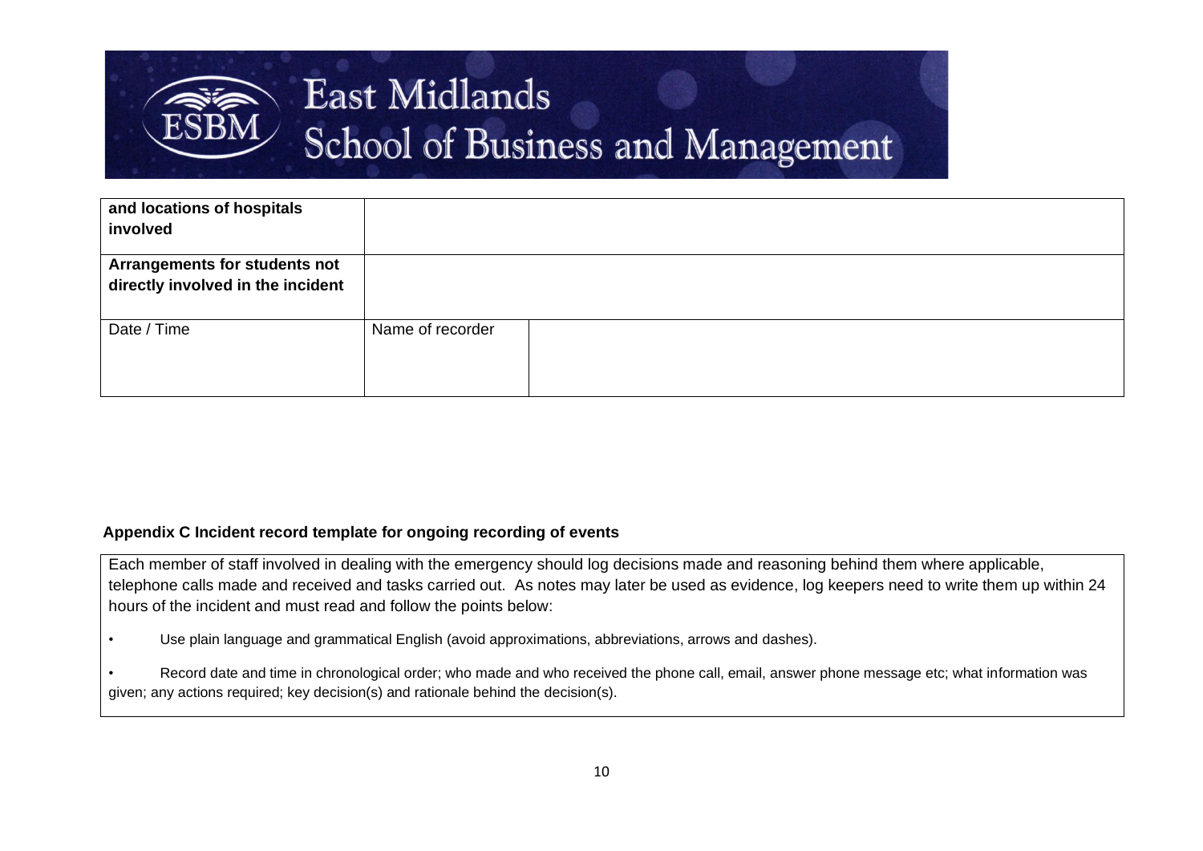| **and locations of hospitals involved** | | |
|---|---|---|
| **Arrangements for students not directly involved in the incident** | | |
| Date / Time | Name of recorder | |

**Appendix C Incident record template for ongoing recording of events**

Each member of staff involved in dealing with the emergency should log decisions made and reasoning behind them where applicable, telephone calls made and received and tasks carried out. As notes may later be used as evidence, log keepers need to write them up within 24 hours of the incident and must read and follow the points below:

- Use plain language and grammatical English (avoid approximations, abbreviations, arrows and dashes).
- Record date and time in chronological order; who made and who received the phone call, email, answer phone message etc; what information was given; any actions required; key decision(s) and rationale behind the decision(s).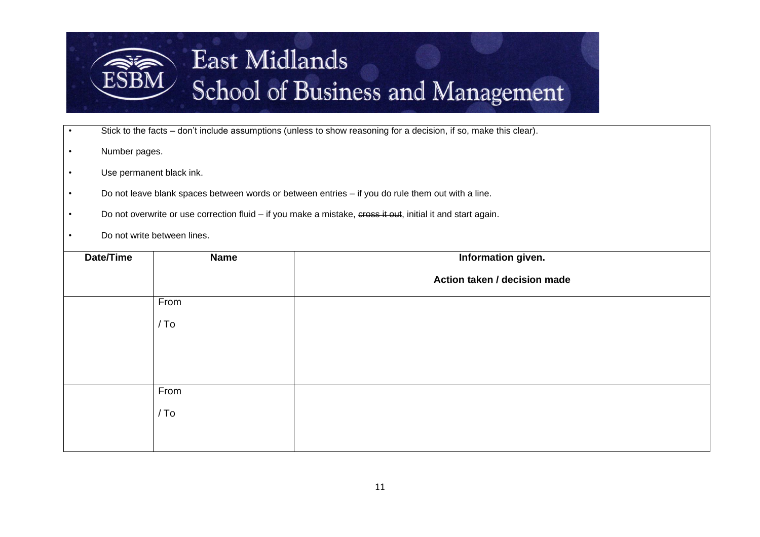# East Midlands School of Business and Management

- Stick to the facts – don't include assumptions (unless to show reasoning for a decision, if so, make this clear).
- Number pages.
- Use permanent black ink.
- Do not leave blank spaces between words or between entries – if you do rule them out with a line.
- Do not overwrite or use correction fluid – if you make a mistake, ~~cross it out~~, initial it and start again.
- Do not write between lines.

| Date/Time | Name | Information given.<br><br>Action taken / decision made |
|---|---|---|
| | From<br><br>/ To | |
| | From<br><br>/ To | |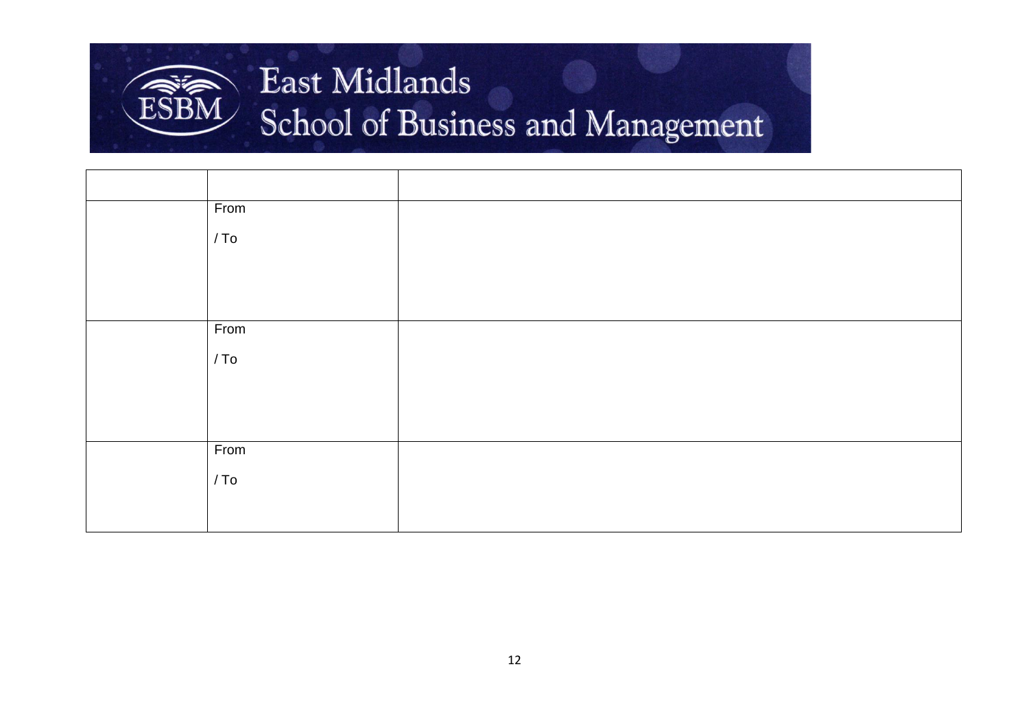# East Midlands School of Business and Management

| | | |
|---|---|---|
| | From<br><br>/ To | |
| | From<br><br>/ To | |
| | From<br><br>/ To | |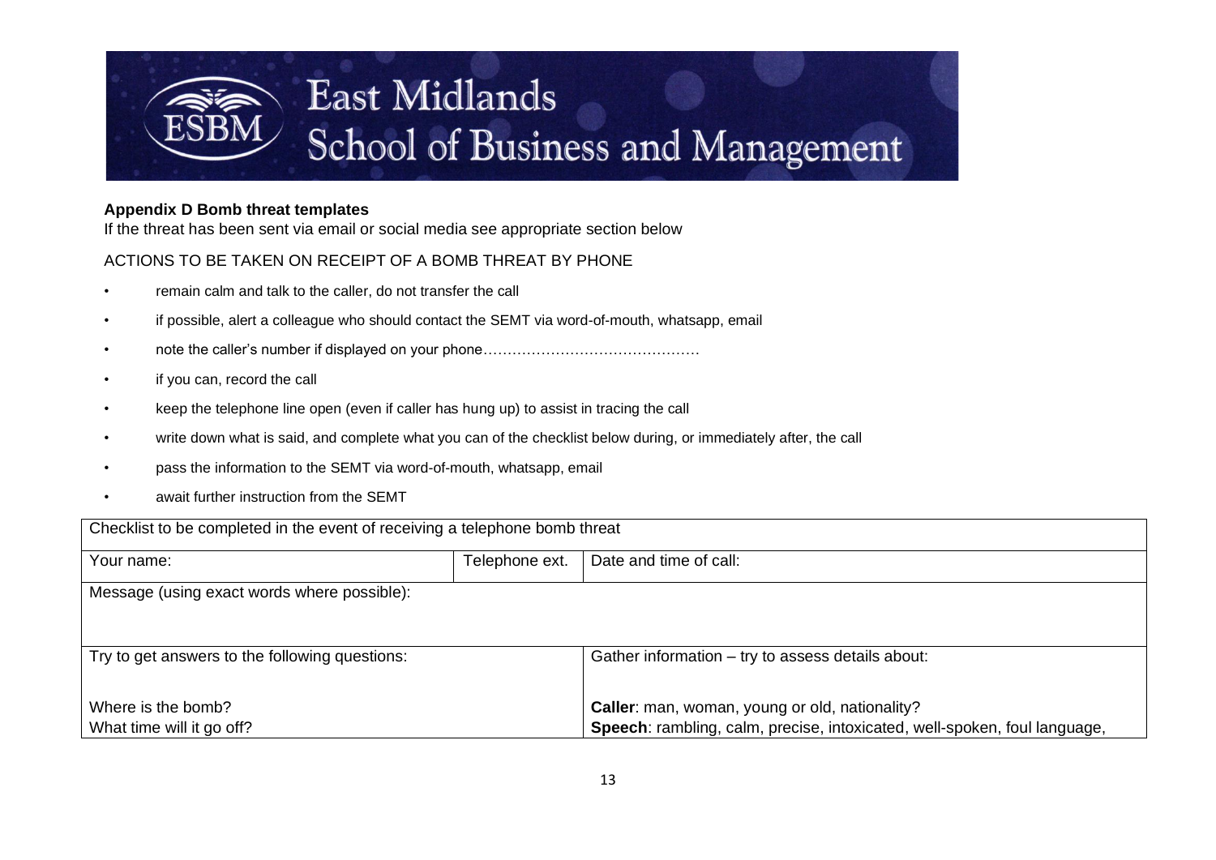# East Midlands School of Business and Management

**Appendix D Bomb threat templates**

If the threat has been sent via email or social media see appropriate section below

ACTIONS TO BE TAKEN ON RECEIPT OF A BOMB THREAT BY PHONE

- remain calm and talk to the caller, do not transfer the call
- if possible, alert a colleague who should contact the SEMT via word-of-mouth, whatsapp, email
- note the caller's number if displayed on your phone……………………………………
- if you can, record the call
- keep the telephone line open (even if caller has hung up) to assist in tracing the call
- write down what is said, and complete what you can of the checklist below during, or immediately after, the call
- pass the information to the SEMT via word-of-mouth, whatsapp, email
- await further instruction from the SEMT

| Checklist to be completed in the event of receiving a telephone bomb threat | | |
|---|---|---|
| Your name: | Telephone ext. | Date and time of call: |
| Message (using exact words where possible): | | |
| Try to get answers to the following questions:<br><br>Where is the bomb?<br>What time will it go off? | | Gather information – try to assess details about:<br><br>**Caller**: man, woman, young or old, nationality?<br>**Speech**: rambling, calm, precise, intoxicated, well-spoken, foul language, |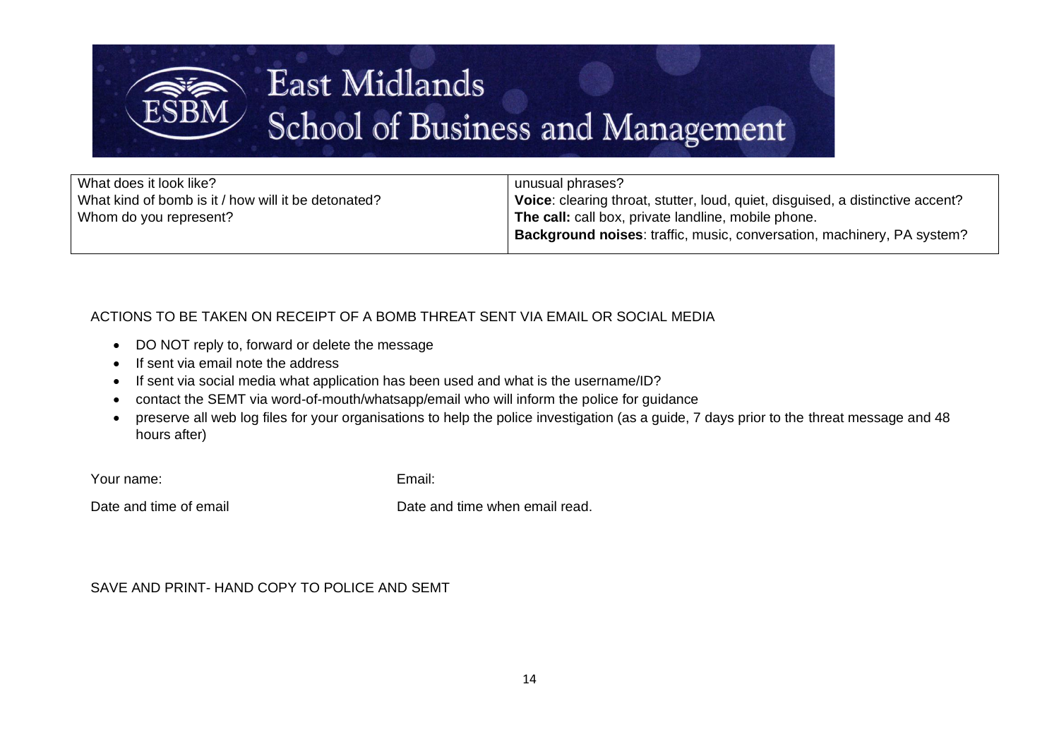| What does it look like?<br>What kind of bomb is it / how will it be detonated?<br>Whom do you represent? | unusual phrases?<br>**Voice**: clearing throat, stutter, loud, quiet, disguised, a distinctive accent?<br>**The call:** call box, private landline, mobile phone.<br>**Background noises**: traffic, music, conversation, machinery, PA system? |
|---|---|

ACTIONS TO BE TAKEN ON RECEIPT OF A BOMB THREAT SENT VIA EMAIL OR SOCIAL MEDIA

- DO NOT reply to, forward or delete the message
- If sent via email note the address
- If sent via social media what application has been used and what is the username/ID?
- contact the SEMT via word-of-mouth/whatsapp/email who will inform the police for guidance
- preserve all web log files for your organisations to help the police investigation (as a guide, 7 days prior to the threat message and 48 hours after)

Your name: Email:

Date and time of email Date and time when email read.

SAVE AND PRINT- HAND COPY TO POLICE AND SEMT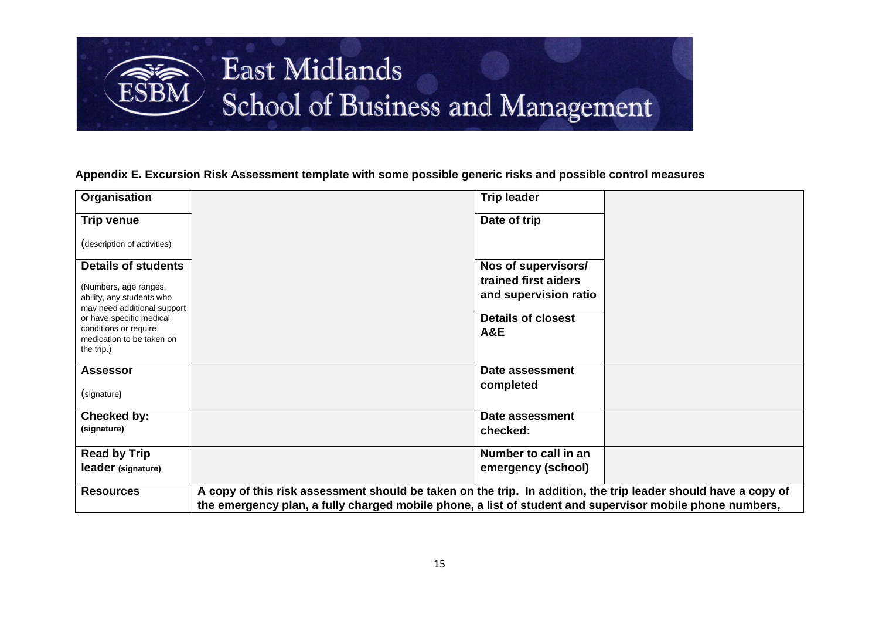# East Midlands School of Business and Management

**Appendix E. Excursion Risk Assessment template with some possible generic risks and possible control measures**

| **Organisation** | | **Trip leader** | |
|---|---|---|---|
| **Trip venue**<br><br>(description of activities) | | **Date of trip** | |
| **Details of students**<br><br>(Numbers, age ranges, ability, any students who may need additional support or have specific medical conditions or require medication to be taken on the trip.) | | **Nos of supervisors/ trained first aiders and supervision ratio**<br><br>**Details of closest A&E** | |
| **Assessor**<br><br>(signature) | | **Date assessment completed** | |
| **Checked by:**<br>**(signature)** | | **Date assessment checked:** | |
| **Read by Trip leader** **(signature)** | | **Number to call in an emergency (school)** | |
| **Resources** | **A copy of this risk assessment should be taken on the trip. In addition, the trip leader should have a copy of the emergency plan, a fully charged mobile phone, a list of student and supervisor mobile phone numbers,** | | |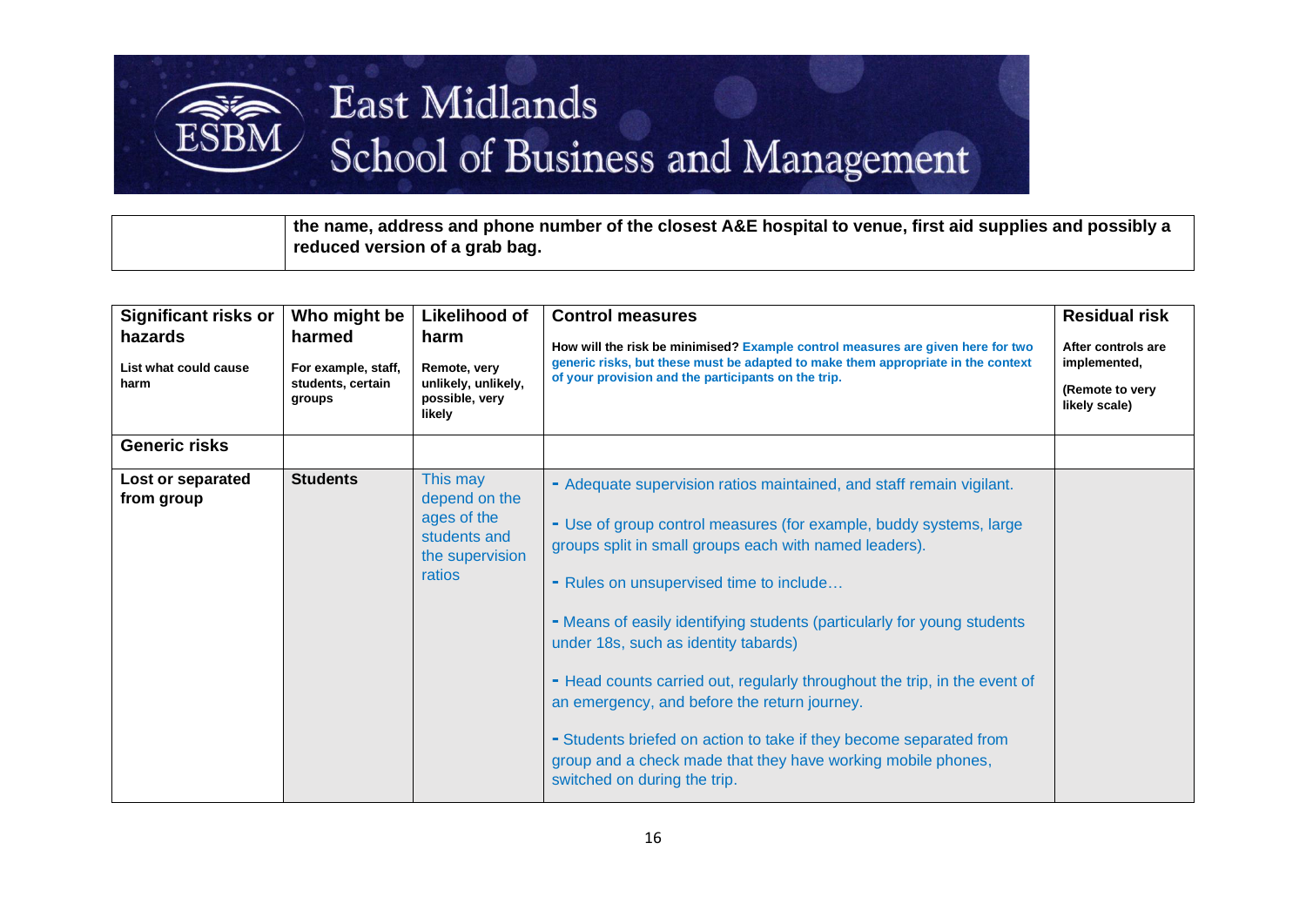| | the name, address and phone number of the closest A&E hospital to venue, first aid supplies and possibly a reduced version of a grab bag. |
|---|---|

| **Significant risks or hazards**<br>**List what could cause harm** | **Who might be harmed**<br>**For example, staff, students, certain groups** | **Likelihood of harm**<br>**Remote, very unlikely, unlikely, possible, very likely** | **Control measures**<br>**How will the risk be minimised?** Example control measures are given here for two generic risks, but these must be adapted to make them appropriate in the context of your provision and the participants on the trip. | **Residual risk**<br>**After controls are implemented,**<br>**(Remote to very likely scale)** |
|---|---|---|---|---|
| **Generic risks** | | | | |
| **Lost or separated from group** | **Students** | This may depend on the ages of the students and the supervision ratios | - Adequate supervision ratios maintained, and staff remain vigilant.<br>- Use of group control measures (for example, buddy systems, large groups split in small groups each with named leaders).<br>- Rules on unsupervised time to include…<br>- Means of easily identifying students (particularly for young students under 18s, such as identity tabards)<br>- Head counts carried out, regularly throughout the trip, in the event of an emergency, and before the return journey.<br>- Students briefed on action to take if they become separated from group and a check made that they have working mobile phones, switched on during the trip. | |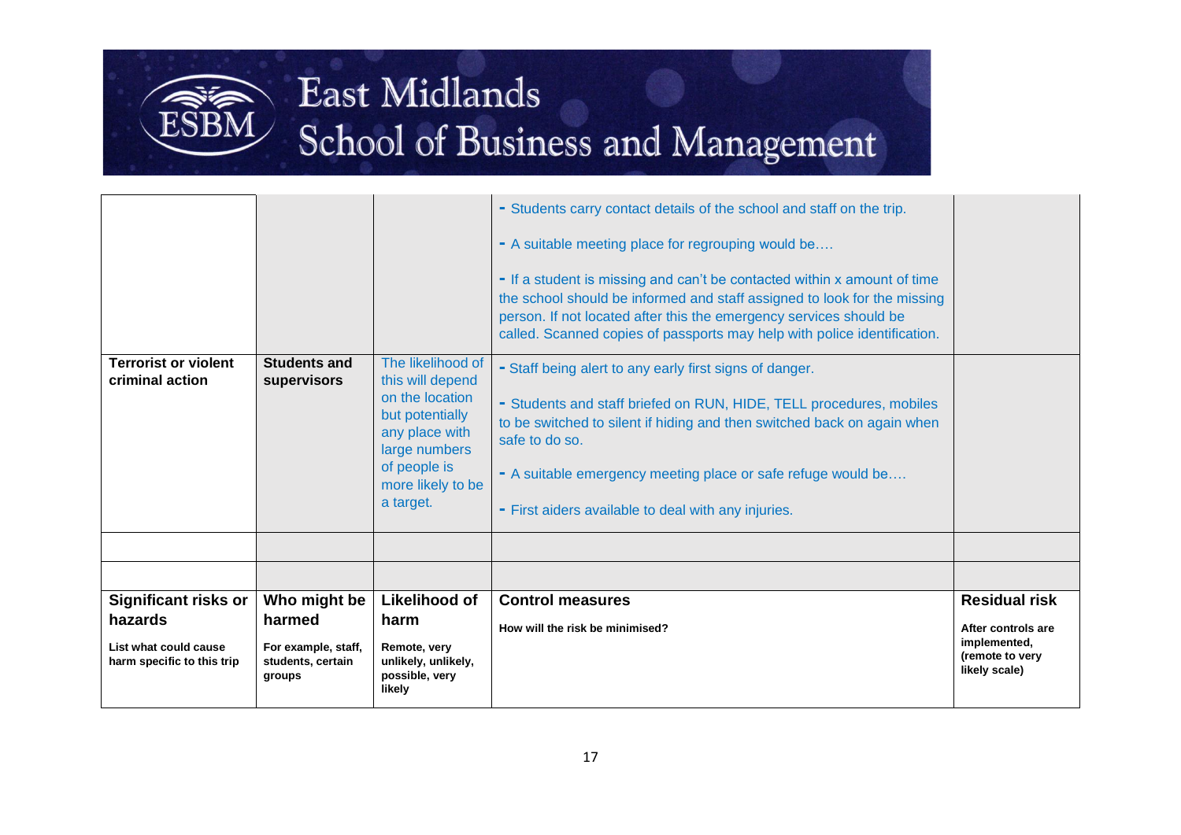| | | | - Students carry contact details of the school and staff on the trip.<br><br>- A suitable meeting place for regrouping would be….<br><br>- If a student is missing and can't be contacted within x amount of time the school should be informed and staff assigned to look for the missing person. If not located after this the emergency services should be called. Scanned copies of passports may help with police identification. | |
|---|---|---|---|---|
| **Terrorist or violent criminal action** | **Students and supervisors** | The likelihood of this will depend on the location but potentially any place with large numbers of people is more likely to be a target. | - Staff being alert to any early first signs of danger.<br><br>- Students and staff briefed on RUN, HIDE, TELL procedures, mobiles to be switched to silent if hiding and then switched back on again when safe to do so.<br><br>- A suitable emergency meeting place or safe refuge would be….<br><br>- First aiders available to deal with any injuries. | |
| | | | | |
| | | | | |
| **Significant risks or hazards**<br><br>**List what could cause harm specific to this trip** | **Who might be harmed**<br><br>**For example, staff, students, certain groups** | **Likelihood of harm**<br><br>**Remote, very unlikely, unlikely, possible, very likely** | **Control measures**<br><br>**How will the risk be minimised?** | **Residual risk**<br><br>**After controls are implemented, (remote to very likely scale)** |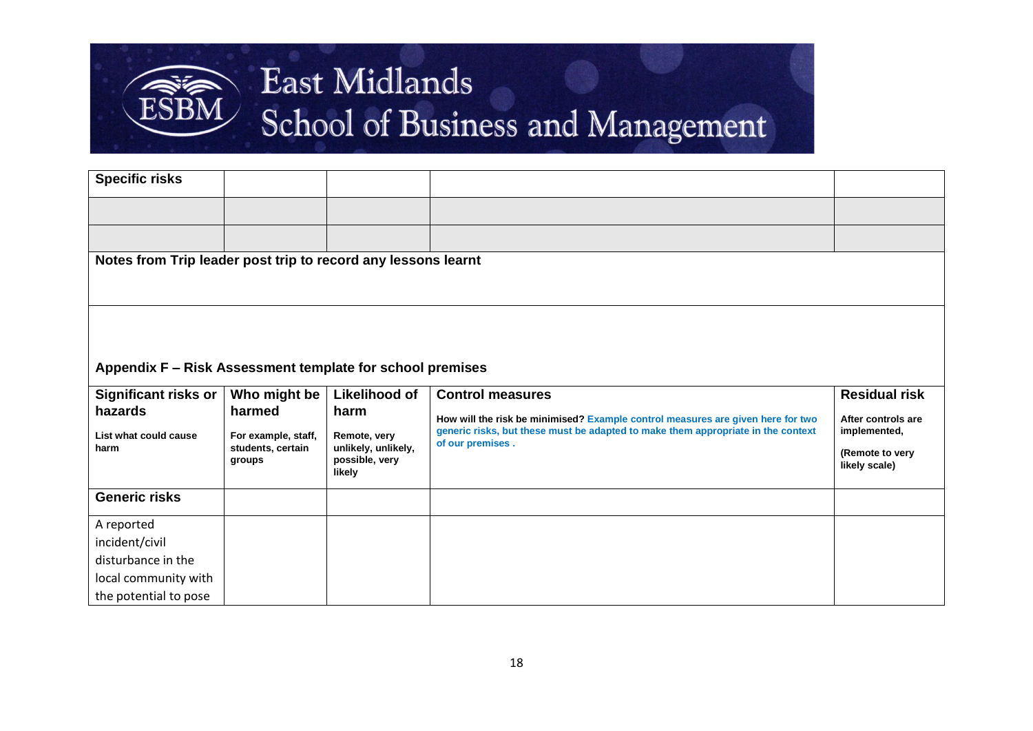East Midlands School of Business and Management

| Specific risks | | | | |
|---|---|---|---|---|
| | | | | |
| | | | | |

**Notes from Trip leader post trip to record any lessons learnt**

## Appendix F – Risk Assessment template for school premises

| **Significant risks or hazards**<br><br>**List what could cause harm** | **Who might be harmed**<br><br>**For example, staff, students, certain groups** | **Likelihood of harm**<br><br>**Remote, very unlikely, unlikely, possible, very likely** | **Control measures**<br><br>**How will the risk be minimised? Example control measures are given here for two generic risks, but these must be adapted to make them appropriate in the context of our premises .** | **Residual risk**<br><br>**After controls are implemented,**<br><br>**(Remote to very likely scale)** |
|---|---|---|---|---|
| **Generic risks** | | | | |
| A reported incident/civil disturbance in the local community with the potential to pose | | | | |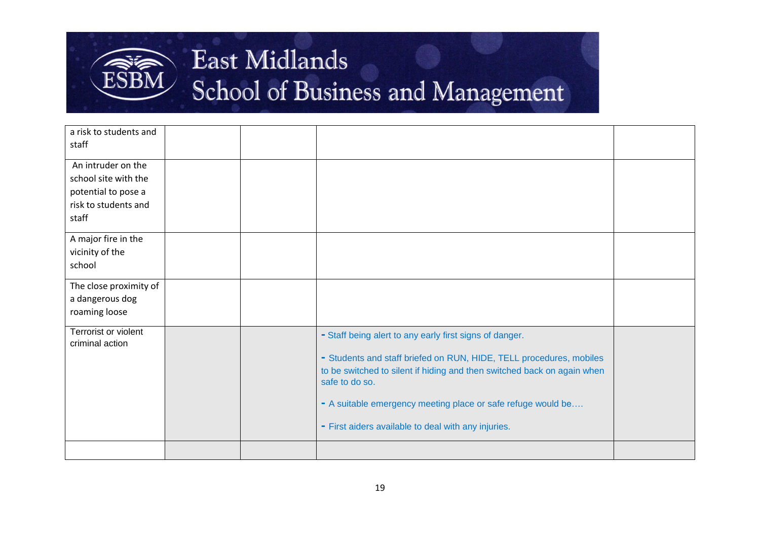| | | | | |
|---|---|---|---|---|
| a risk to students and staff | | | | |
| An intruder on the school site with the potential to pose a risk to students and staff | | | | |
| A major fire in the vicinity of the school | | | | |
| The close proximity of a dangerous dog roaming loose | | | | |
| Terrorist or violent criminal action | | | - Staff being alert to any early first signs of danger.<br><br>- Students and staff briefed on RUN, HIDE, TELL procedures, mobiles to be switched to silent if hiding and then switched back on again when safe to do so.<br><br>- A suitable emergency meeting place or safe refuge would be….<br><br>- First aiders available to deal with any injuries. | |
| | | | | |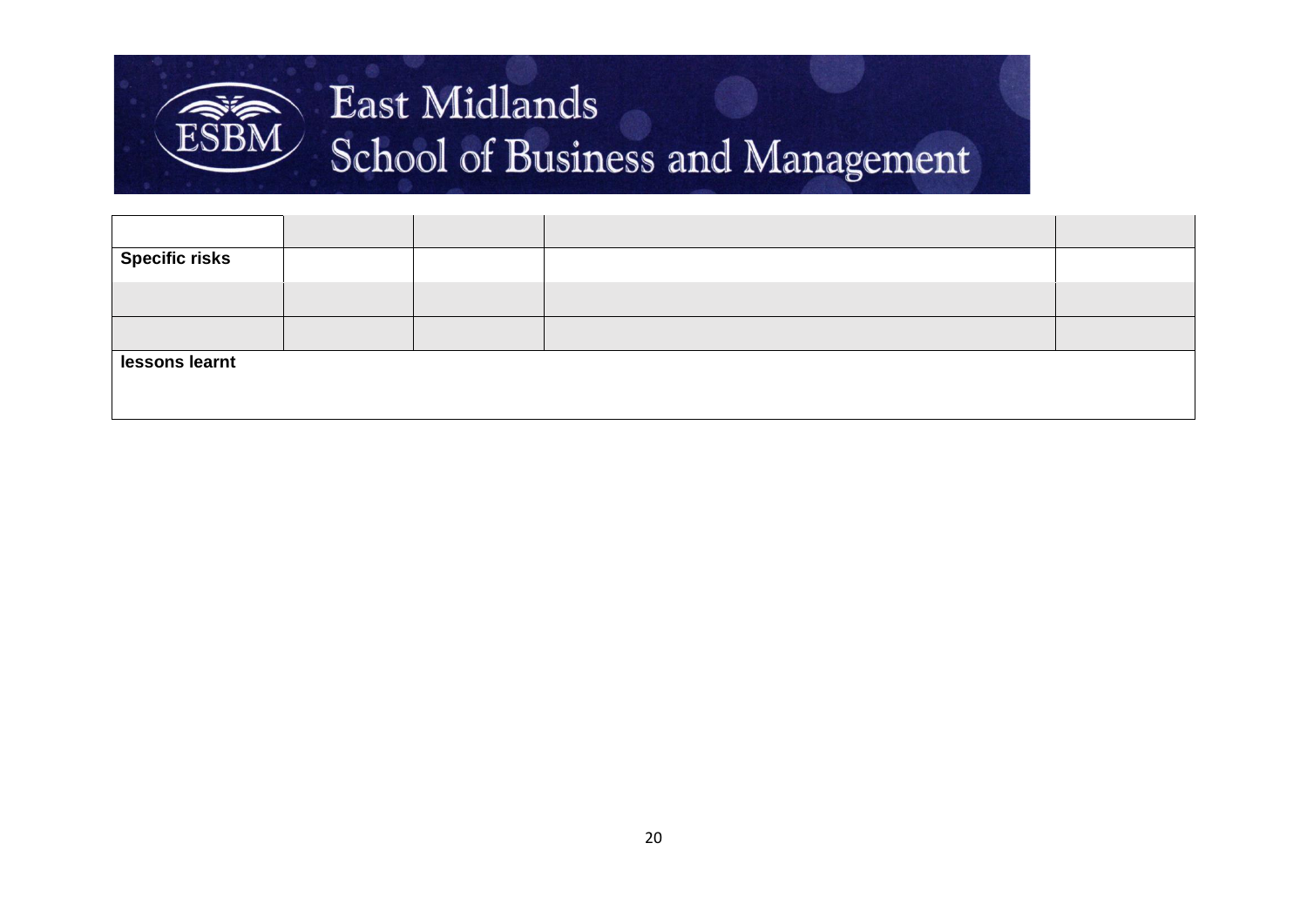| | | | | |
|---|---|---|---|---|
| **Specific risks** | | | | |
| | | | | |
| | | | | |
| **lessons learnt** | | | | |